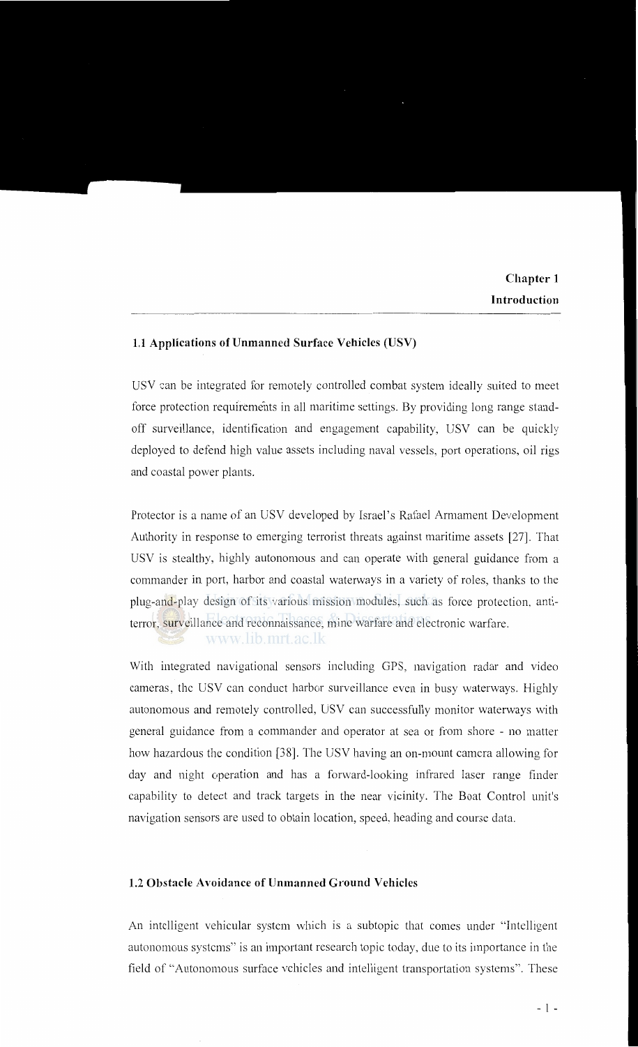# Chapter 1
# Introduction

## 1.1 Applications of Unmanned Surface Vehicles (USV)

USV can be integrated for remotely controlled combat system ideally suited to meet force protection requirements in all maritime settings. By providing long range stand-off surveillance, identification and engagement capability, USV can be quickly deployed to defend high value assets including naval vessels, port operations, oil rigs and coastal power plants.

Protector is a name of an USV developed by Israel's Rafael Armament Development Authority in response to emerging terrorist threats against maritime assets [27]. That USV is stealthy, highly autonomous and can operate with general guidance from a commander in port, harbor and coastal waterways in a variety of roles, thanks to the plug-and-play design of its various mission modules, such as force protection, anti-terror, surveillance and reconnaissance, mine warfare and electronic warfare.

With integrated navigational sensors including GPS, navigation radar and video cameras, the USV can conduct harbor surveillance even in busy waterways. Highly autonomous and remotely controlled, USV can successfully monitor waterways with general guidance from a commander and operator at sea or from shore - no matter how hazardous the condition [38]. The USV having an on-mount camera allowing for day and night operation and has a forward-looking infrared laser range finder capability to detect and track targets in the near vicinity. The Boat Control unit's navigation sensors are used to obtain location, speed, heading and course data.

## 1.2 Obstacle Avoidance of Unmanned Ground Vehicles

An intelligent vehicular system which is a subtopic that comes under "Intelligent autonomous systems" is an important research topic today, due to its importance in the field of "Autonomous surface vehicles and intelligent transportation systems". These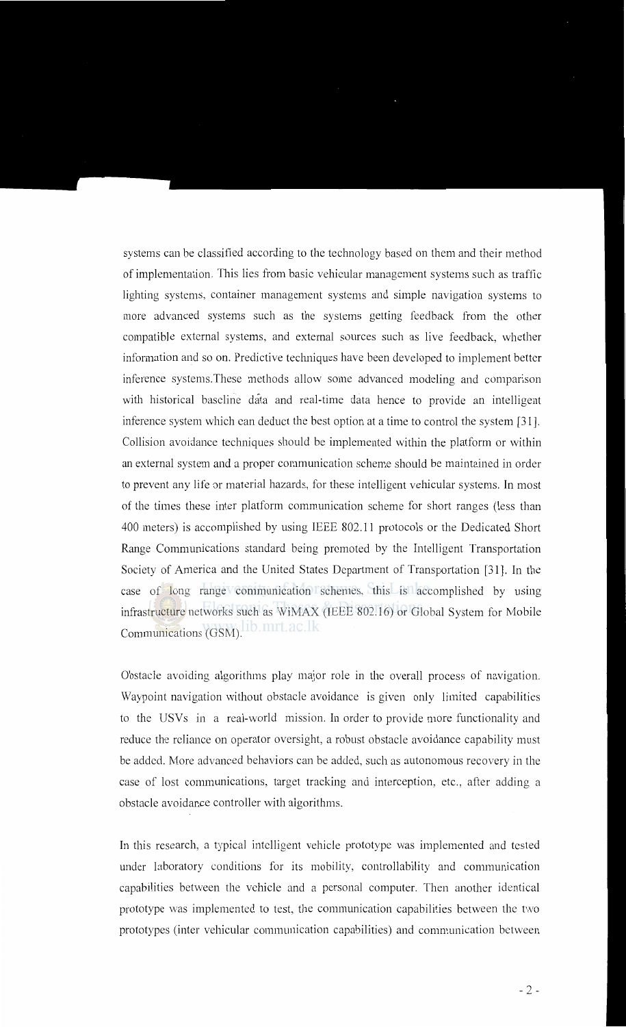systems can be classified according to the technology based on them and their method of implementation. This lies from basic vehicular management systems such as traffic lighting systems, container management systems and simple navigation systems to more advanced systems such as the systems getting feedback from the other compatible external systems, and external sources such as live feedback, whether information and so on. Predictive techniques have been developed to implement better inference systems.These methods allow some advanced modeling and comparison with historical baseline data and real-time data hence to provide an intelligent inference system which can deduct the best option at a time to control the system [31]. Collision avoidance techniques should be implemented within the platform or within an external system and a proper communication scheme should be maintained in order to prevent any life or material hazards, for these intelligent vehicular systems. In most of the times these inter platform communication scheme for short ranges (less than 400 meters) is accomplished by using IEEE 802.11 protocols or the Dedicated Short Range Communications standard being premoted by the Intelligent Transportation Society of America and the United States Department of Transportation [31]. In the case of long range communication schemes, this is accomplished by using infrastructure networks such as WiMAX (IEEE 802.16) or Global System for Mobile Communications (GSM).

Obstacle avoiding algorithms play major role in the overall process of navigation. Waypoint navigation without obstacle avoidance is given only limited capabilities to the USVs in a real-world mission. In order to provide more functionality and reduce the reliance on operator oversight, a robust obstacle avoidance capability must be added. More advanced behaviors can be added, such as autonomous recovery in the case of lost communications, target tracking and interception, etc., after adding a obstacle avoidance controller with algorithms.

In this research, a typical intelligent vehicle prototype was implemented and tested under laboratory conditions for its mobility, controllability and communication capabilities between the vehicle and a personal computer. Then another identical prototype was implemented to test, the communication capabilities between the two prototypes (inter vehicular communication capabilities) and communication between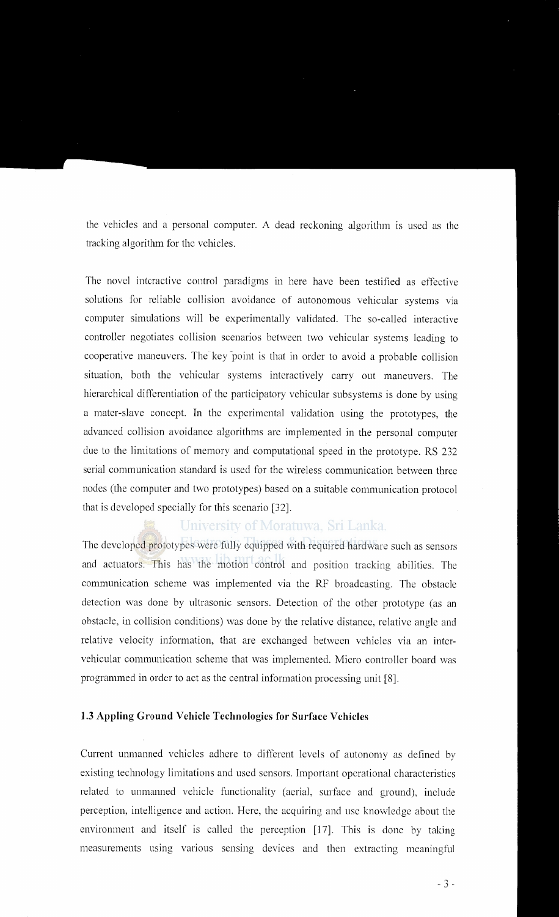the vehicles and a personal computer. A dead reckoning algorithm is used as the tracking algorithm for the vehicles.

The novel interactive control paradigms in here have been testified as effective solutions for reliable collision avoidance of autonomous vehicular systems via computer simulations will be experimentally validated. The so-called interactive controller negotiates collision scenarios between two vehicular systems leading to cooperative maneuvers. The key point is that in order to avoid a probable collision situation, both the vehicular systems interactively carry out maneuvers. The hierarchical differentiation of the participatory vehicular subsystems is done by using a mater-slave concept. In the experimental validation using the prototypes, the advanced collision avoidance algorithms are implemented in the personal computer due to the limitations of memory and computational speed in the prototype. RS 232 serial communication standard is used for the wireless communication between three nodes (the computer and two prototypes) based on a suitable communication protocol that is developed specially for this scenario [32].

The developed prototypes were fully equipped with required hardware such as sensors and actuators. This has the motion control and position tracking abilities. The communication scheme was implemented via the RF broadcasting. The obstacle detection was done by ultrasonic sensors. Detection of the other prototype (as an obstacle, in collision conditions) was done by the relative distance, relative angle and relative velocity information, that are exchanged between vehicles via an inter-vehicular communication scheme that was implemented. Micro controller board was programmed in order to act as the central information processing unit [8].

### 1.3 Appling Ground Vehicle Technologies for Surface Vehicles

Current unmanned vehicles adhere to different levels of autonomy as defined by existing technology limitations and used sensors. Important operational characteristics related to unmanned vehicle functionality (aerial, surface and ground), include perception, intelligence and action. Here, the acquiring and use knowledge about the environment and itself is called the perception [17]. This is done by taking measurements using various sensing devices and then extracting meaningful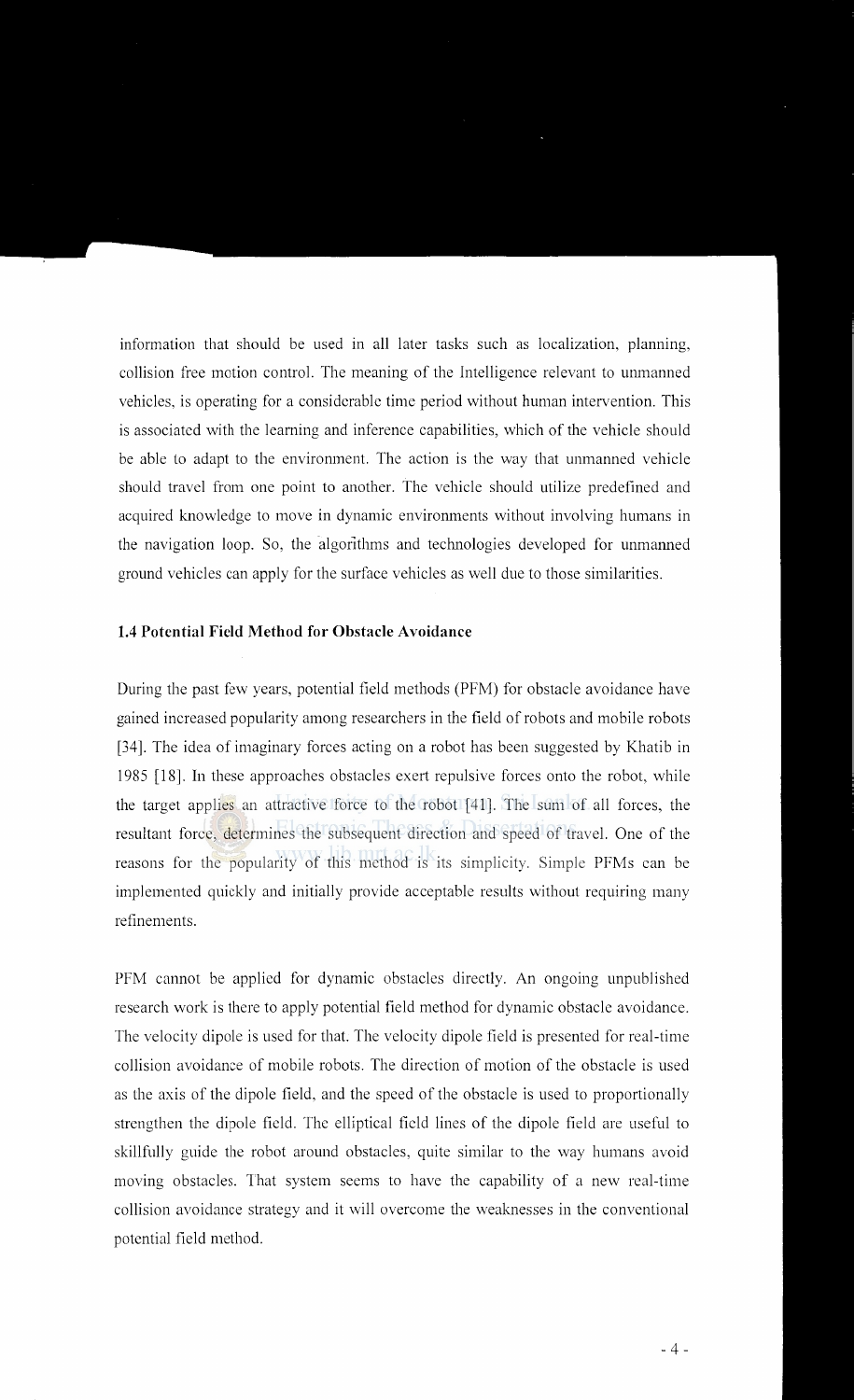information that should be used in all later tasks such as localization, planning, collision free motion control. The meaning of the Intelligence relevant to unmanned vehicles, is operating for a considerable time period without human intervention. This is associated with the learning and inference capabilities, which of the vehicle should be able to adapt to the environment. The action is the way that unmanned vehicle should travel from one point to another. The vehicle should utilize predefined and acquired knowledge to move in dynamic environments without involving humans in the navigation loop. So, the algorithms and technologies developed for unmanned ground vehicles can apply for the surface vehicles as well due to those similarities.

### 1.4 Potential Field Method for Obstacle Avoidance

During the past few years, potential field methods (PFM) for obstacle avoidance have gained increased popularity among researchers in the field of robots and mobile robots [34]. The idea of imaginary forces acting on a robot has been suggested by Khatib in 1985 [18]. In these approaches obstacles exert repulsive forces onto the robot, while the target applies an attractive force to the robot [41]. The sum of all forces, the resultant force, determines the subsequent direction and speed of travel. One of the reasons for the popularity of this method is its simplicity. Simple PFMs can be implemented quickly and initially provide acceptable results without requiring many refinements.

PFM cannot be applied for dynamic obstacles directly. An ongoing unpublished research work is there to apply potential field method for dynamic obstacle avoidance. The velocity dipole is used for that. The velocity dipole field is presented for real-time collision avoidance of mobile robots. The direction of motion of the obstacle is used as the axis of the dipole field, and the speed of the obstacle is used to proportionally strengthen the dipole field. The elliptical field lines of the dipole field are useful to skillfully guide the robot around obstacles, quite similar to the way humans avoid moving obstacles. That system seems to have the capability of a new real-time collision avoidance strategy and it will overcome the weaknesses in the conventional potential field method.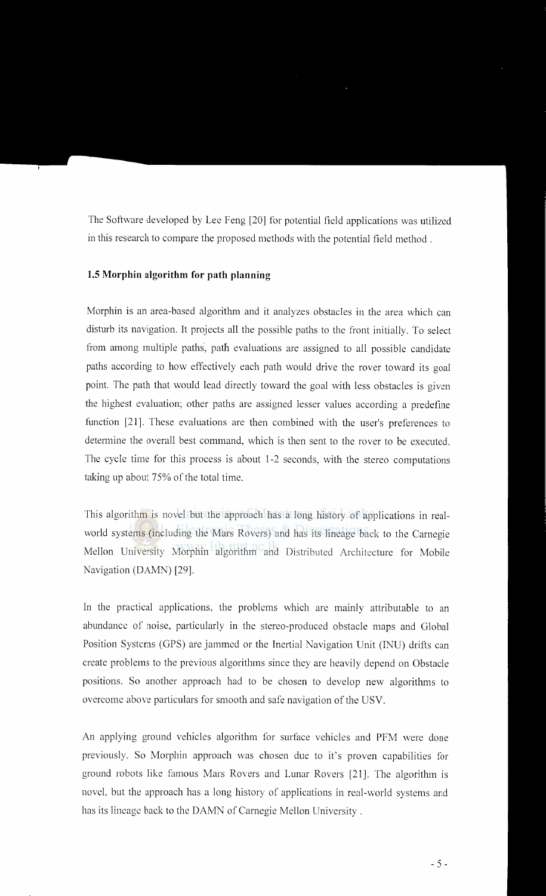The Software developed by Lee Feng [20] for potential field applications was utilized in this research to compare the proposed methods with the potential field method .

### 1.5 Morphin algorithm for path planning

Morphin is an area-based algorithm and it analyzes obstacles in the area which can disturb its navigation. It projects all the possible paths to the front initially. To select from among multiple paths, path evaluations are assigned to all possible candidate paths according to how effectively each path would drive the rover toward its goal point. The path that would lead directly toward the goal with less obstacles is given the highest evaluation; other paths are assigned lesser values according a predefine function [21]. These evaluations are then combined with the user's preferences to determine the overall best command, which is then sent to the rover to be executed. The cycle time for this process is about 1-2 seconds, with the stereo computations taking up about 75% of the total time.

This algorithm is novel but the approach has a long history of applications in real-world systems (including the Mars Rovers) and has its lineage back to the Carnegie Mellon University Morphin algorithm and Distributed Architecture for Mobile Navigation (DAMN) [29].

In the practical applications, the problems which are mainly attributable to an abundance of noise, particularly in the stereo-produced obstacle maps and Global Position Systems (GPS) are jammed or the Inertial Navigation Unit (INU) drifts can create problems to the previous algorithms since they are heavily depend on Obstacle positions. So another approach had to be chosen to develop new algorithms to overcome above particulars for smooth and safe navigation of the USV.

An applying ground vehicles algorithm for surface vehicles and PFM were done previously. So Morphin approach was chosen due to it's proven capabilities for ground robots like famous Mars Rovers and Lunar Rovers [21]. The algorithm is novel, but the approach has a long history of applications in real-world systems and has its lineage back to the DAMN of Carnegie Mellon University .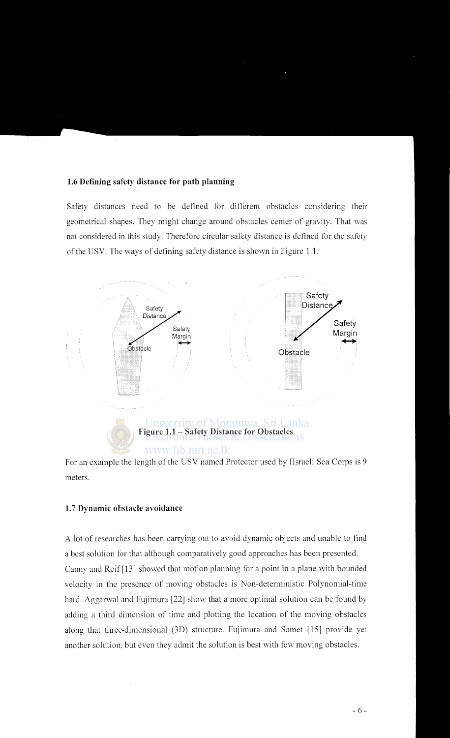### 1.6 Defining safety distance for path planning

Safety distances need to be defined for different obstacles considering their geometrical shapes. They might change around obstacles center of gravity. That was not considered in this study. Therefore circular safety distance is defined for the safety of the USV. The ways of defining safety distance is shown in Figure 1.1.

Figure 1.1 – Safety Distance for Obstacles

For an example the length of the USV named Protector used by IIsraeli Sea Corps is 9 meters.

### 1.7 Dynamic obstacle avoidance

A lot of researches has been carrying out to avoid dynamic objects and unable to find a best solution for that although comparatively good approaches has been presented. Canny and Reif [13] showed that motion planning for a point in a plane with bounded velocity in the presence of moving obstacles is Non-deterministic Polynomial-time hard. Aggarwal and Fujimura [22] show that a more optimal solution can be found by adding a third dimension of time and plotting the location of the moving obstacles along that three-dimensional (3D) structure. Fujimura and Samet [15] provide yet another solution, but even they admit the solution is best with few moving obstacles.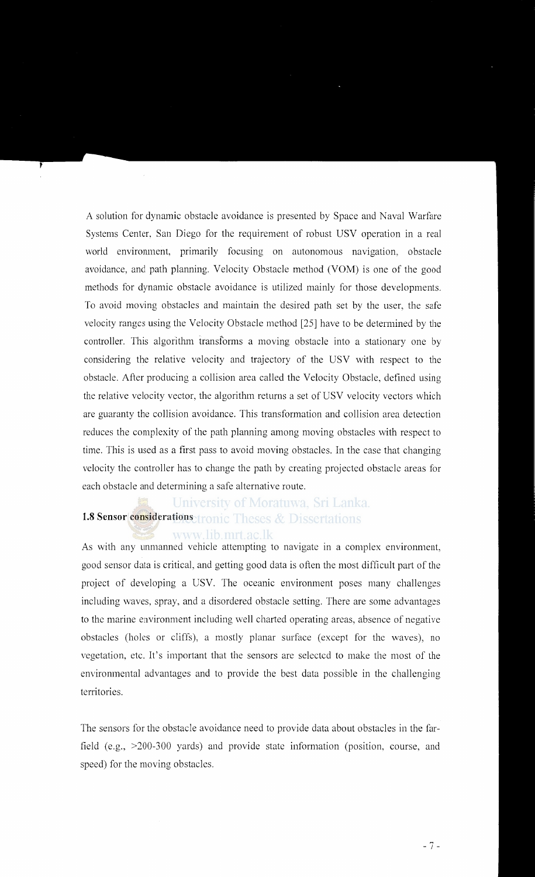A solution for dynamic obstacle avoidance is presented by Space and Naval Warfare Systems Center, San Diego for the requirement of robust USV operation in a real world environment, primarily focusing on autonomous navigation, obstacle avoidance, and path planning. Velocity Obstacle method (VOM) is one of the good methods for dynamic obstacle avoidance is utilized mainly for those developments. To avoid moving obstacles and maintain the desired path set by the user, the safe velocity ranges using the Velocity Obstacle method [25] have to be determined by the controller. This algorithm transforms a moving obstacle into a stationary one by considering the relative velocity and trajectory of the USV with respect to the obstacle. After producing a collision area called the Velocity Obstacle, defined using the relative velocity vector, the algorithm returns a set of USV velocity vectors which are guaranty the collision avoidance. This transformation and collision area detection reduces the complexity of the path planning among moving obstacles with respect to time. This is used as a first pass to avoid moving obstacles. In the case that changing velocity the controller has to change the path by creating projected obstacle areas for each obstacle and determining a safe alternative route.

## 1.8 Sensor considerations

As with any unmanned vehicle attempting to navigate in a complex environment, good sensor data is critical, and getting good data is often the most difficult part of the project of developing a USV. The oceanic environment poses many challenges including waves, spray, and a disordered obstacle setting. There are some advantages to the marine environment including well charted operating areas, absence of negative obstacles (holes or cliffs), a mostly planar surface (except for the waves), no vegetation, etc. It's important that the sensors are selected to make the most of the environmental advantages and to provide the best data possible in the challenging territories.

The sensors for the obstacle avoidance need to provide data about obstacles in the far-field (e.g., >200-300 yards) and provide state information (position, course, and speed) for the moving obstacles.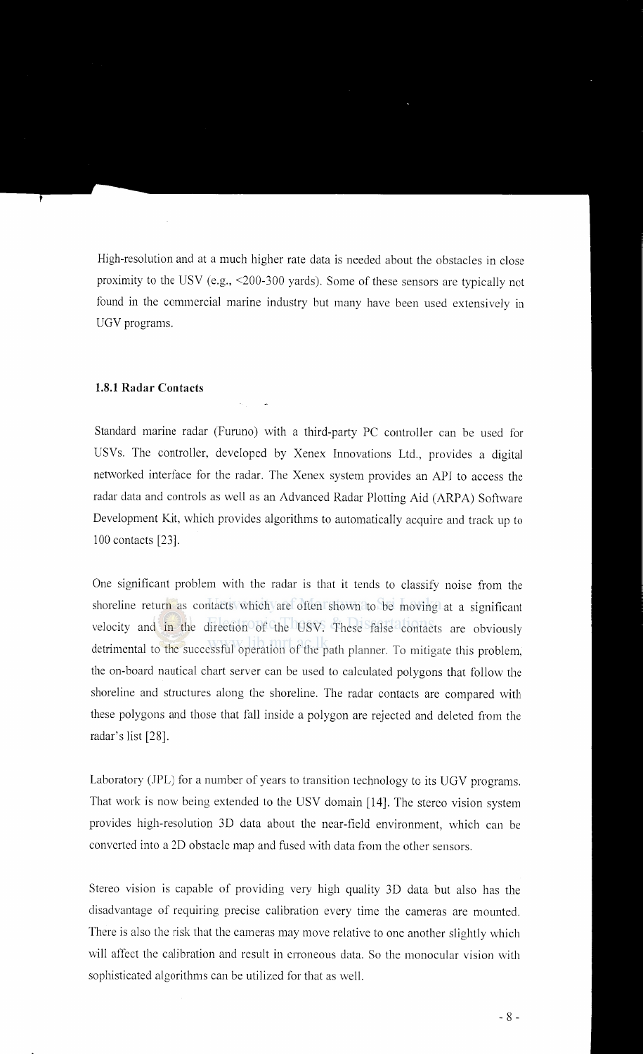High-resolution and at a much higher rate data is needed about the obstacles in close proximity to the USV (e.g., <200-300 yards). Some of these sensors are typically not found in the commercial marine industry but many have been used extensively in UGV programs.

### 1.8.1 Radar Contacts

Standard marine radar (Furuno) with a third-party PC controller can be used for USVs. The controller, developed by Xenex Innovations Ltd., provides a digital networked interface for the radar. The Xenex system provides an API to access the radar data and controls as well as an Advanced Radar Plotting Aid (ARPA) Software Development Kit, which provides algorithms to automatically acquire and track up to 100 contacts [23].

One significant problem with the radar is that it tends to classify noise from the shoreline return as contacts which are often shown to be moving at a significant velocity and in the direction of the USV. These false contacts are obviously detrimental to the successful operation of the path planner. To mitigate this problem, the on-board nautical chart server can be used to calculated polygons that follow the shoreline and structures along the shoreline. The radar contacts are compared with these polygons and those that fall inside a polygon are rejected and deleted from the radar's list [28].

Laboratory (JPL) for a number of years to transition technology to its UGV programs. That work is now being extended to the USV domain [14]. The stereo vision system provides high-resolution 3D data about the near-field environment, which can be converted into a 2D obstacle map and fused with data from the other sensors.

Stereo vision is capable of providing very high quality 3D data but also has the disadvantage of requiring precise calibration every time the cameras are mounted. There is also the risk that the cameras may move relative to one another slightly which will affect the calibration and result in erroneous data. So the monocular vision with sophisticated algorithms can be utilized for that as well.